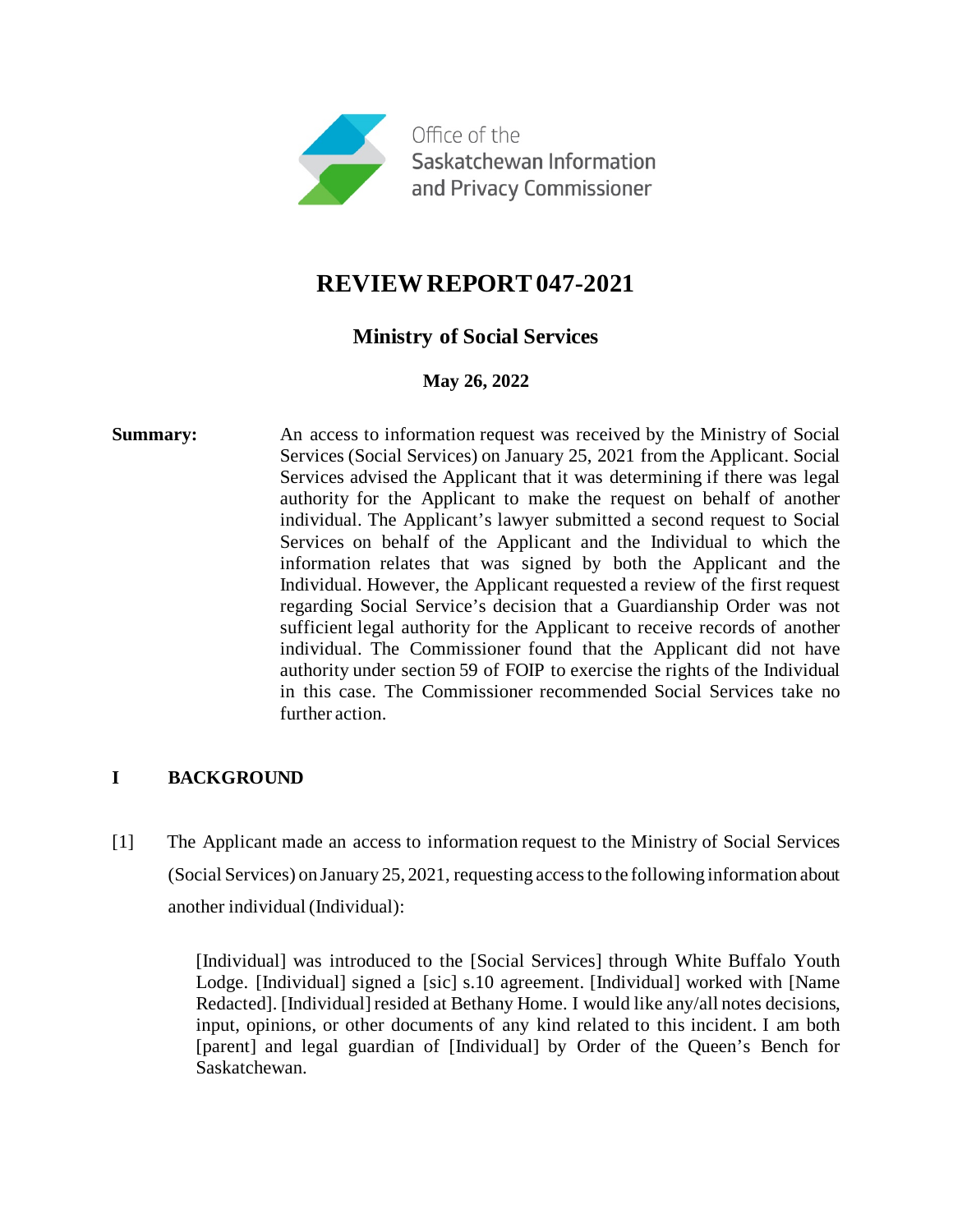Office of the Saskatchewan Information and Privacy Commissioner

# REVIEW REPORT 047-2021

## Ministry of Social Services

**May 26, 2022**

**Summary:** An access to information request was received by the Ministry of Social Services (Social Services) on January 25, 2021 from the Applicant. Social Services advised the Applicant that it was determining if there was legal authority for the Applicant to make the request on behalf of another individual. The Applicant's lawyer submitted a second request to Social Services on behalf of the Applicant and the Individual to which the information relates that was signed by both the Applicant and the Individual. However, the Applicant requested a review of the first request regarding Social Service's decision that a Guardianship Order was not sufficient legal authority for the Applicant to receive records of another individual. The Commissioner found that the Applicant did not have authority under section 59 of FOIP to exercise the rights of the Individual in this case. The Commissioner recommended Social Services take no further action.

## I BACKGROUND

[1] The Applicant made an access to information request to the Ministry of Social Services (Social Services) on January 25, 2021, requesting access to the following information about another individual (Individual):

> [Individual] was introduced to the [Social Services] through White Buffalo Youth Lodge. [Individual] signed a [sic] s.10 agreement. [Individual] worked with [Name Redacted]. [Individual] resided at Bethany Home. I would like any/all notes decisions, input, opinions, or other documents of any kind related to this incident. I am both [parent] and legal guardian of [Individual] by Order of the Queen's Bench for Saskatchewan.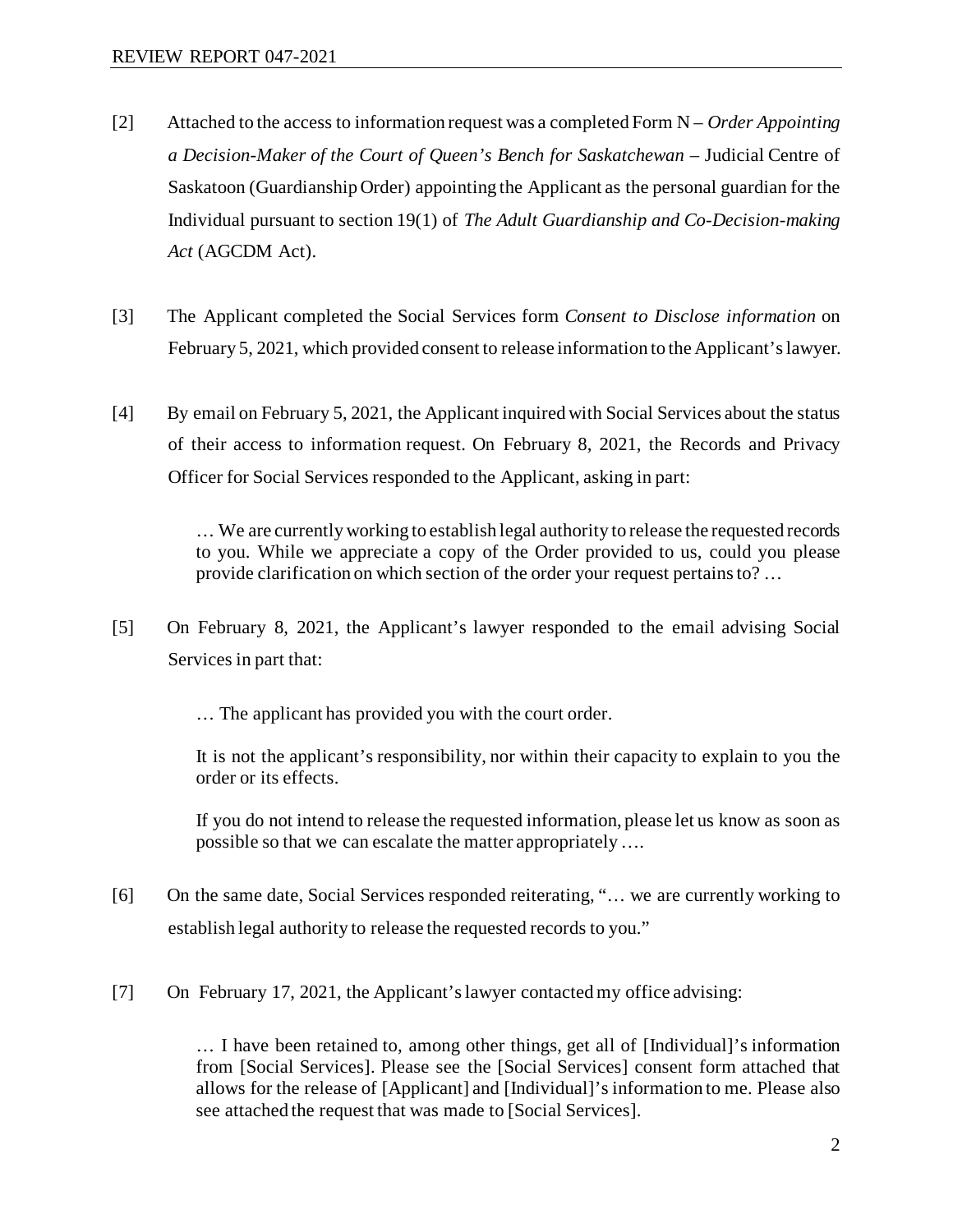[2] Attached to the access to information request was a completed Form N – *Order Appointing a Decision-Maker of the Court of Queen's Bench for Saskatchewan* – Judicial Centre of Saskatoon (Guardianship Order) appointing the Applicant as the personal guardian for the Individual pursuant to section 19(1) of *The Adult Guardianship and Co-Decision-making Act* (AGCDM Act).

[3] The Applicant completed the Social Services form *Consent to Disclose information* on February 5, 2021, which provided consent to release information to the Applicant's lawyer.

[4] By email on February 5, 2021, the Applicant inquired with Social Services about the status of their access to information request. On February 8, 2021, the Records and Privacy Officer for Social Services responded to the Applicant, asking in part:

> … We are currently working to establish legal authority to release the requested records to you. While we appreciate a copy of the Order provided to us, could you please provide clarification on which section of the order your request pertains to? …

[5] On February 8, 2021, the Applicant's lawyer responded to the email advising Social Services in part that:

> … The applicant has provided you with the court order.
>
> It is not the applicant's responsibility, nor within their capacity to explain to you the order or its effects.
>
> If you do not intend to release the requested information, please let us know as soon as possible so that we can escalate the matter appropriately ….

[6] On the same date, Social Services responded reiterating, "… we are currently working to establish legal authority to release the requested records to you."

[7] On February 17, 2021, the Applicant's lawyer contacted my office advising:

> … I have been retained to, among other things, get all of [Individual]'s information from [Social Services]. Please see the [Social Services] consent form attached that allows for the release of [Applicant] and [Individual]'s information to me. Please also see attached the request that was made to [Social Services].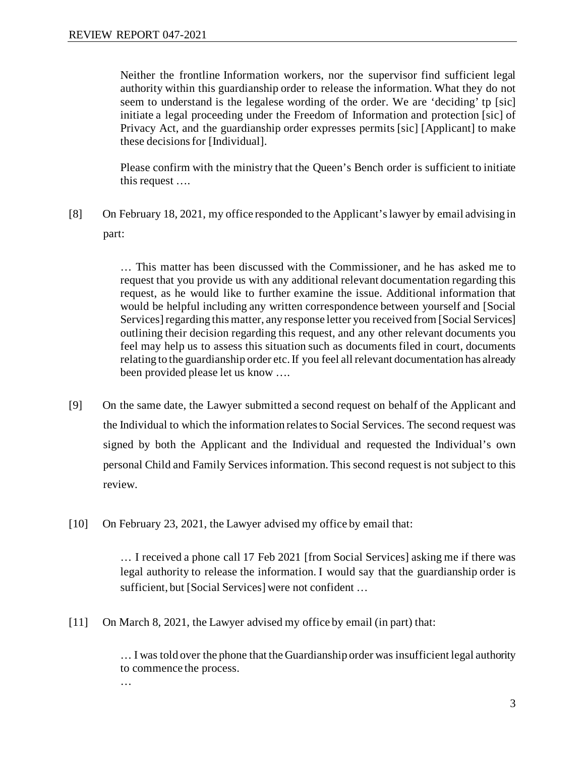> Neither the frontline Information workers, nor the supervisor find sufficient legal authority within this guardianship order to release the information. What they do not seem to understand is the legalese wording of the order. We are 'deciding' tp [sic] initiate a legal proceeding under the Freedom of Information and protection [sic] of Privacy Act, and the guardianship order expresses permits [sic] [Applicant] to make these decisions for [Individual].
>
> Please confirm with the ministry that the Queen's Bench order is sufficient to initiate this request ….

[8] On February 18, 2021, my office responded to the Applicant's lawyer by email advising in part:

> … This matter has been discussed with the Commissioner, and he has asked me to request that you provide us with any additional relevant documentation regarding this request, as he would like to further examine the issue. Additional information that would be helpful including any written correspondence between yourself and [Social Services] regarding this matter, any response letter you received from [Social Services] outlining their decision regarding this request, and any other relevant documents you feel may help us to assess this situation such as documents filed in court, documents relating to the guardianship order etc. If you feel all relevant documentation has already been provided please let us know ….

[9] On the same date, the Lawyer submitted a second request on behalf of the Applicant and the Individual to which the information relates to Social Services. The second request was signed by both the Applicant and the Individual and requested the Individual's own personal Child and Family Services information. This second request is not subject to this review.

[10] On February 23, 2021, the Lawyer advised my office by email that:

> … I received a phone call 17 Feb 2021 [from Social Services] asking me if there was legal authority to release the information. I would say that the guardianship order is sufficient, but [Social Services] were not confident …

[11] On March 8, 2021, the Lawyer advised my office by email (in part) that:

> … I was told over the phone that the Guardianship order was insufficient legal authority to commence the process.
>
> …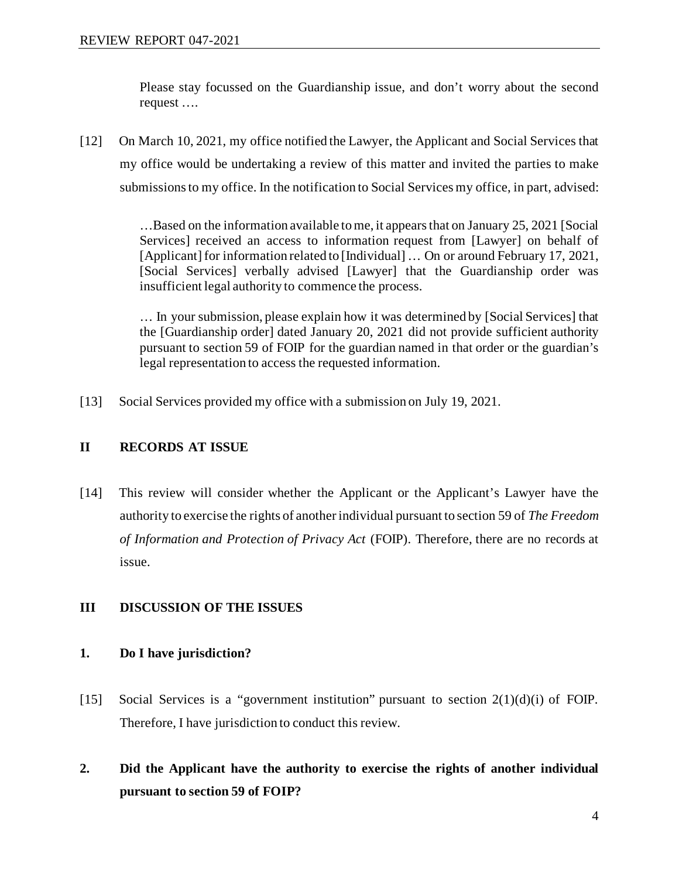> Please stay focussed on the Guardianship issue, and don't worry about the second request ….

[12] On March 10, 2021, my office notified the Lawyer, the Applicant and Social Services that my office would be undertaking a review of this matter and invited the parties to make submissions to my office. In the notification to Social Services my office, in part, advised:

> …Based on the information available to me, it appears that on January 25, 2021 [Social Services] received an access to information request from [Lawyer] on behalf of [Applicant] for information related to [Individual] … On or around February 17, 2021, [Social Services] verbally advised [Lawyer] that the Guardianship order was insufficient legal authority to commence the process.
>
> … In your submission, please explain how it was determined by [Social Services] that the [Guardianship order] dated January 20, 2021 did not provide sufficient authority pursuant to section 59 of FOIP for the guardian named in that order or the guardian's legal representation to access the requested information.

[13] Social Services provided my office with a submission on July 19, 2021.

## II RECORDS AT ISSUE

[14] This review will consider whether the Applicant or the Applicant's Lawyer have the authority to exercise the rights of another individual pursuant to section 59 of *The Freedom of Information and Protection of Privacy Act* (FOIP). Therefore, there are no records at issue.

## III DISCUSSION OF THE ISSUES

### 1. Do I have jurisdiction?

[15] Social Services is a "government institution" pursuant to section 2(1)(d)(i) of FOIP. Therefore, I have jurisdiction to conduct this review.

### 2. Did the Applicant have the authority to exercise the rights of another individual pursuant to section 59 of FOIP?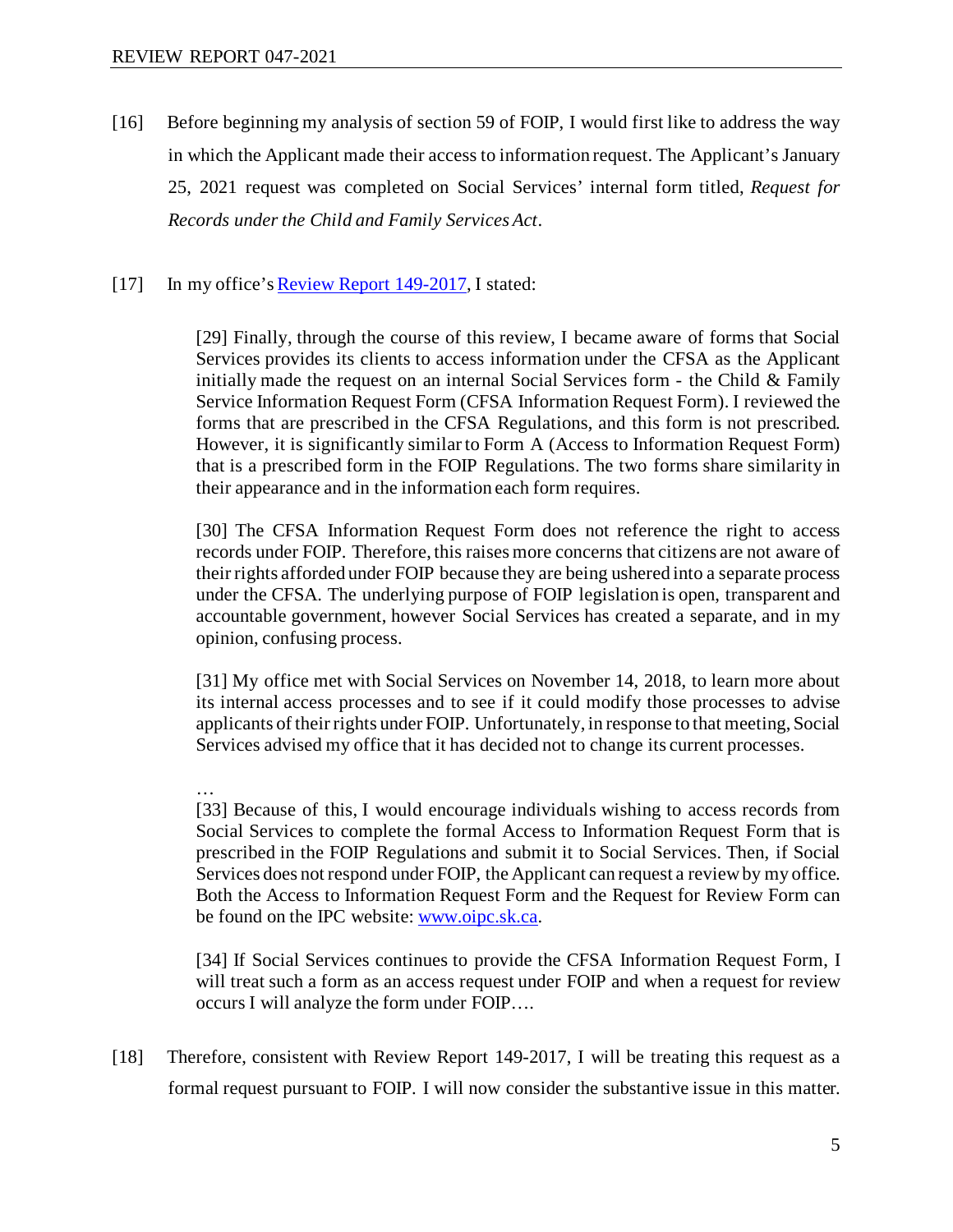[16] Before beginning my analysis of section 59 of FOIP, I would first like to address the way in which the Applicant made their access to information request. The Applicant's January 25, 2021 request was completed on Social Services' internal form titled, *Request for Records under the Child and Family Services Act*.

[17] In my office's [Review Report 149-2017](), I stated:

> [29] Finally, through the course of this review, I became aware of forms that Social Services provides its clients to access information under the CFSA as the Applicant initially made the request on an internal Social Services form - the Child & Family Service Information Request Form (CFSA Information Request Form). I reviewed the forms that are prescribed in the CFSA Regulations, and this form is not prescribed. However, it is significantly similar to Form A (Access to Information Request Form) that is a prescribed form in the FOIP Regulations. The two forms share similarity in their appearance and in the information each form requires.
>
> [30] The CFSA Information Request Form does not reference the right to access records under FOIP. Therefore, this raises more concerns that citizens are not aware of their rights afforded under FOIP because they are being ushered into a separate process under the CFSA. The underlying purpose of FOIP legislation is open, transparent and accountable government, however Social Services has created a separate, and in my opinion, confusing process.
>
> [31] My office met with Social Services on November 14, 2018, to learn more about its internal access processes and to see if it could modify those processes to advise applicants of their rights under FOIP. Unfortunately, in response to that meeting, Social Services advised my office that it has decided not to change its current processes.
>
> …
>
> [33] Because of this, I would encourage individuals wishing to access records from Social Services to complete the formal Access to Information Request Form that is prescribed in the FOIP Regulations and submit it to Social Services. Then, if Social Services does not respond under FOIP, the Applicant can request a review by my office. Both the Access to Information Request Form and the Request for Review Form can be found on the IPC website: [www.oipc.sk.ca]().
>
> [34] If Social Services continues to provide the CFSA Information Request Form, I will treat such a form as an access request under FOIP and when a request for review occurs I will analyze the form under FOIP….

[18] Therefore, consistent with Review Report 149-2017, I will be treating this request as a formal request pursuant to FOIP. I will now consider the substantive issue in this matter.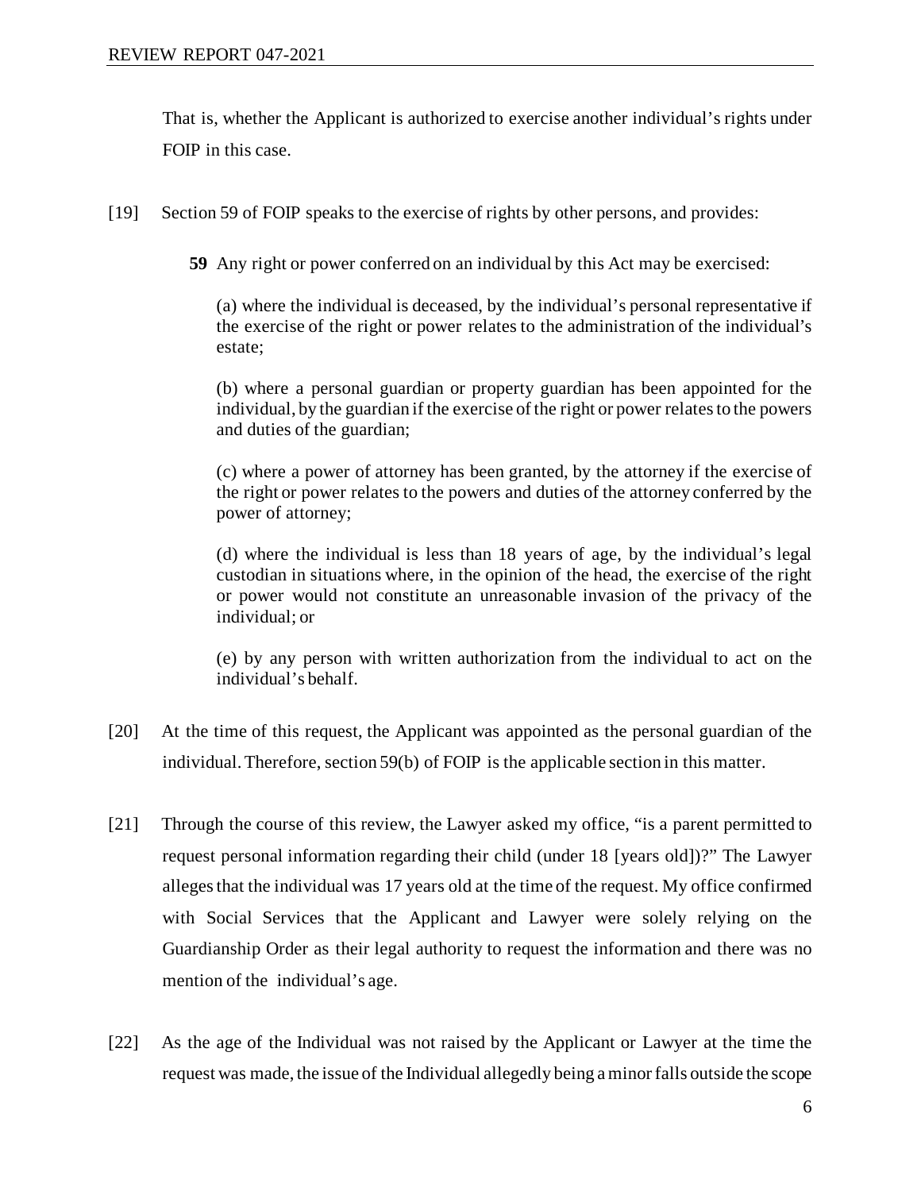That is, whether the Applicant is authorized to exercise another individual's rights under FOIP in this case.

[19] Section 59 of FOIP speaks to the exercise of rights by other persons, and provides:

> **59** Any right or power conferred on an individual by this Act may be exercised:
>
> (a) where the individual is deceased, by the individual's personal representative if the exercise of the right or power relates to the administration of the individual's estate;
>
> (b) where a personal guardian or property guardian has been appointed for the individual, by the guardian if the exercise of the right or power relates to the powers and duties of the guardian;
>
> (c) where a power of attorney has been granted, by the attorney if the exercise of the right or power relates to the powers and duties of the attorney conferred by the power of attorney;
>
> (d) where the individual is less than 18 years of age, by the individual's legal custodian in situations where, in the opinion of the head, the exercise of the right or power would not constitute an unreasonable invasion of the privacy of the individual; or
>
> (e) by any person with written authorization from the individual to act on the individual's behalf.

[20] At the time of this request, the Applicant was appointed as the personal guardian of the individual. Therefore, section 59(b) of FOIP is the applicable section in this matter.

[21] Through the course of this review, the Lawyer asked my office, "is a parent permitted to request personal information regarding their child (under 18 [years old])?" The Lawyer alleges that the individual was 17 years old at the time of the request. My office confirmed with Social Services that the Applicant and Lawyer were solely relying on the Guardianship Order as their legal authority to request the information and there was no mention of the individual's age.

[22] As the age of the Individual was not raised by the Applicant or Lawyer at the time the request was made, the issue of the Individual allegedly being a minor falls outside the scope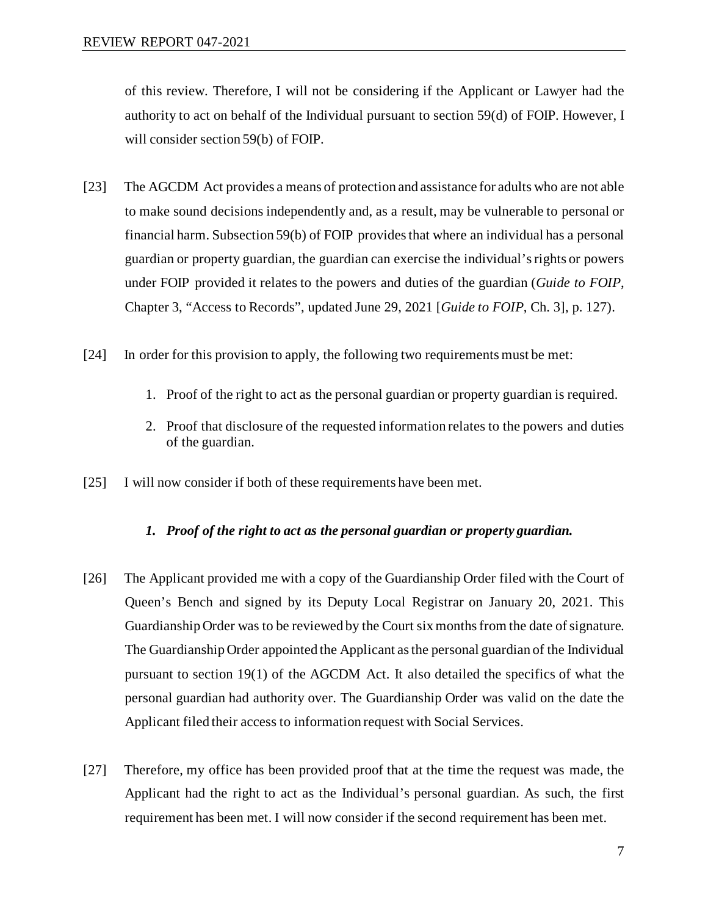of this review. Therefore, I will not be considering if the Applicant or Lawyer had the authority to act on behalf of the Individual pursuant to section 59(d) of FOIP. However, I will consider section 59(b) of FOIP.

[23] The AGCDM Act provides a means of protection and assistance for adults who are not able to make sound decisions independently and, as a result, may be vulnerable to personal or financial harm. Subsection 59(b) of FOIP provides that where an individual has a personal guardian or property guardian, the guardian can exercise the individual's rights or powers under FOIP provided it relates to the powers and duties of the guardian (*Guide to FOIP*, Chapter 3, "Access to Records", updated June 29, 2021 [*Guide to FOIP*, Ch. 3], p. 127).

[24] In order for this provision to apply, the following two requirements must be met:

1. Proof of the right to act as the personal guardian or property guardian is required.
2. Proof that disclosure of the requested information relates to the powers and duties of the guardian.

[25] I will now consider if both of these requirements have been met.

### *1. Proof of the right to act as the personal guardian or property guardian.*

[26] The Applicant provided me with a copy of the Guardianship Order filed with the Court of Queen's Bench and signed by its Deputy Local Registrar on January 20, 2021. This Guardianship Order was to be reviewed by the Court six months from the date of signature. The Guardianship Order appointed the Applicant as the personal guardian of the Individual pursuant to section 19(1) of the AGCDM Act. It also detailed the specifics of what the personal guardian had authority over. The Guardianship Order was valid on the date the Applicant filed their access to information request with Social Services.

[27] Therefore, my office has been provided proof that at the time the request was made, the Applicant had the right to act as the Individual's personal guardian. As such, the first requirement has been met. I will now consider if the second requirement has been met.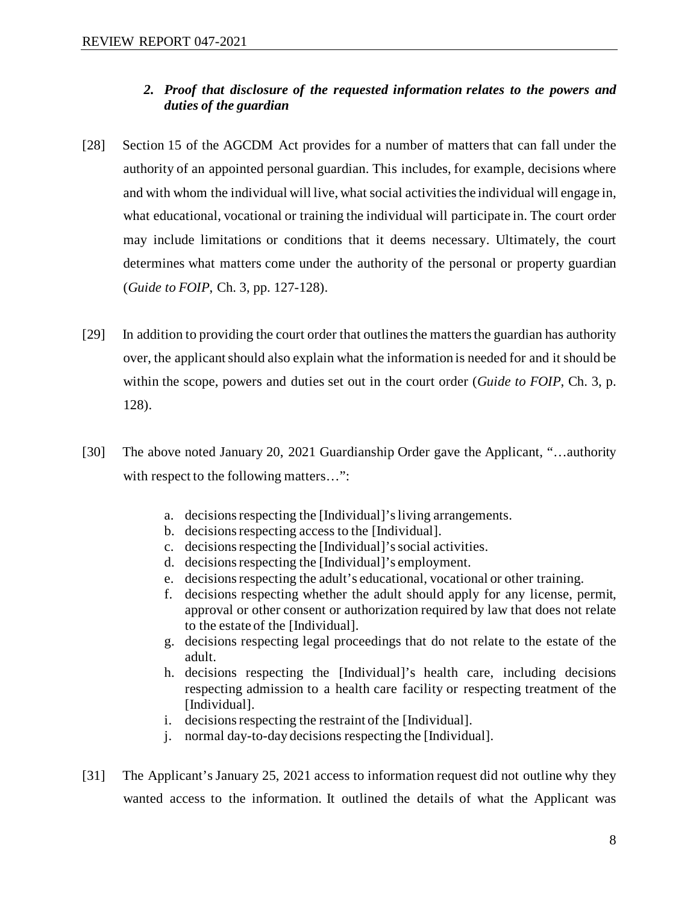### *2. Proof that disclosure of the requested information relates to the powers and duties of the guardian*

[28] Section 15 of the AGCDM Act provides for a number of matters that can fall under the authority of an appointed personal guardian. This includes, for example, decisions where and with whom the individual will live, what social activities the individual will engage in, what educational, vocational or training the individual will participate in. The court order may include limitations or conditions that it deems necessary. Ultimately, the court determines what matters come under the authority of the personal or property guardian (*Guide to FOIP*, Ch. 3, pp. 127-128).

[29] In addition to providing the court order that outlines the matters the guardian has authority over, the applicant should also explain what the information is needed for and it should be within the scope, powers and duties set out in the court order (*Guide to FOIP*, Ch. 3, p. 128).

[30] The above noted January 20, 2021 Guardianship Order gave the Applicant, "…authority with respect to the following matters…":

a. decisions respecting the [Individual]'s living arrangements.
b. decisions respecting access to the [Individual].
c. decisions respecting the [Individual]'s social activities.
d. decisions respecting the [Individual]'s employment.
e. decisions respecting the adult's educational, vocational or other training.
f. decisions respecting whether the adult should apply for any license, permit, approval or other consent or authorization required by law that does not relate to the estate of the [Individual].
g. decisions respecting legal proceedings that do not relate to the estate of the adult.
h. decisions respecting the [Individual]'s health care, including decisions respecting admission to a health care facility or respecting treatment of the [Individual].
i. decisions respecting the restraint of the [Individual].
j. normal day-to-day decisions respecting the [Individual].

[31] The Applicant's January 25, 2021 access to information request did not outline why they wanted access to the information. It outlined the details of what the Applicant was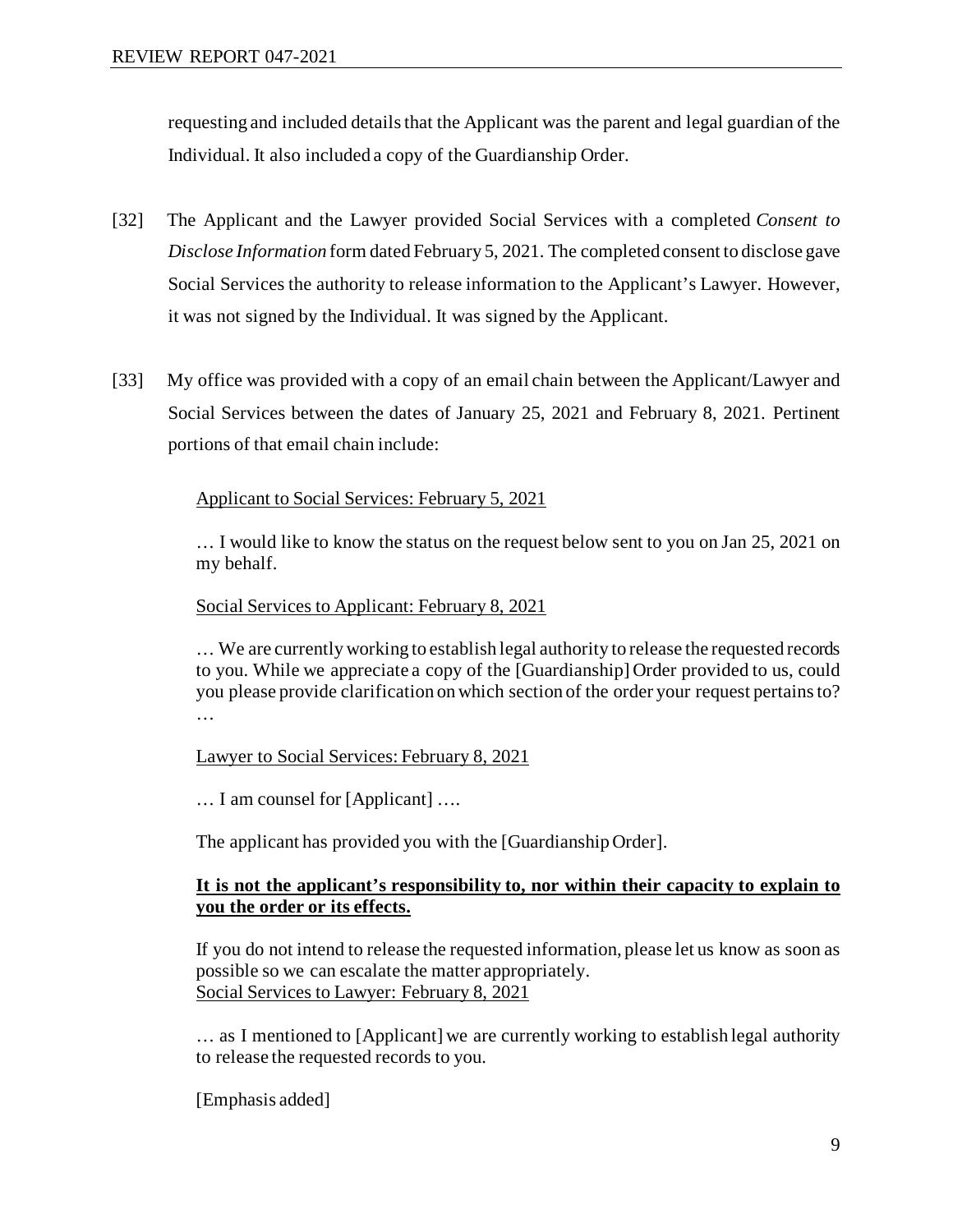requesting and included details that the Applicant was the parent and legal guardian of the Individual. It also included a copy of the Guardianship Order.

[32] The Applicant and the Lawyer provided Social Services with a completed *Consent to Disclose Information* form dated February 5, 2021. The completed consent to disclose gave Social Services the authority to release information to the Applicant's Lawyer. However, it was not signed by the Individual. It was signed by the Applicant.

[33] My office was provided with a copy of an email chain between the Applicant/Lawyer and Social Services between the dates of January 25, 2021 and February 8, 2021. Pertinent portions of that email chain include:

> <u>Applicant to Social Services: February 5, 2021</u>
>
> … I would like to know the status on the request below sent to you on Jan 25, 2021 on my behalf.
>
> <u>Social Services to Applicant: February 8, 2021</u>
>
> … We are currently working to establish legal authority to release the requested records to you. While we appreciate a copy of the [Guardianship] Order provided to us, could you please provide clarification on which section of the order your request pertains to? …
>
> <u>Lawyer to Social Services: February 8, 2021</u>
>
> … I am counsel for [Applicant] ….
>
> The applicant has provided you with the [Guardianship Order].
>
> **<u>It is not the applicant's responsibility to, nor within their capacity to explain to you the order or its effects.</u>**
>
> If you do not intend to release the requested information, please let us know as soon as possible so we can escalate the matter appropriately.
>
> <u>Social Services to Lawyer: February 8, 2021</u>
>
> … as I mentioned to [Applicant] we are currently working to establish legal authority to release the requested records to you.
>
> [Emphasis added]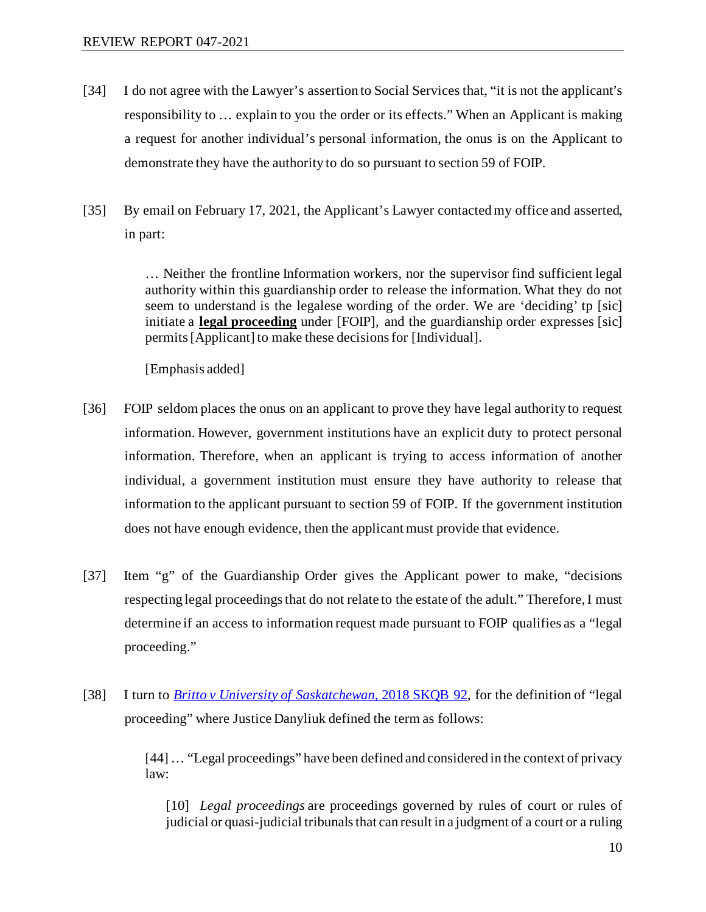[34] I do not agree with the Lawyer's assertion to Social Services that, "it is not the applicant's responsibility to … explain to you the order or its effects." When an Applicant is making a request for another individual's personal information, the onus is on the Applicant to demonstrate they have the authority to do so pursuant to section 59 of FOIP.

[35] By email on February 17, 2021, the Applicant's Lawyer contacted my office and asserted, in part:

> … Neither the frontline Information workers, nor the supervisor find sufficient legal authority within this guardianship order to release the information. What they do not seem to understand is the legalese wording of the order. We are 'deciding' tp [sic] initiate a **legal proceeding** under [FOIP], and the guardianship order expresses [sic] permits [Applicant] to make these decisions for [Individual].
>
> [Emphasis added]

[36] FOIP seldom places the onus on an applicant to prove they have legal authority to request information. However, government institutions have an explicit duty to protect personal information. Therefore, when an applicant is trying to access information of another individual, a government institution must ensure they have authority to release that information to the applicant pursuant to section 59 of FOIP. If the government institution does not have enough evidence, then the applicant must provide that evidence.

[37] Item "g" of the Guardianship Order gives the Applicant power to make, "decisions respecting legal proceedings that do not relate to the estate of the adult." Therefore, I must determine if an access to information request made pursuant to FOIP qualifies as a "legal proceeding."

[38] I turn to *Britto v University of Saskatchewan*, 2018 SKQB 92, for the definition of "legal proceeding" where Justice Danyliuk defined the term as follows:

> [44] … "Legal proceedings" have been defined and considered in the context of privacy law:
>
> > [10] *Legal proceedings* are proceedings governed by rules of court or rules of judicial or quasi-judicial tribunals that can result in a judgment of a court or a ruling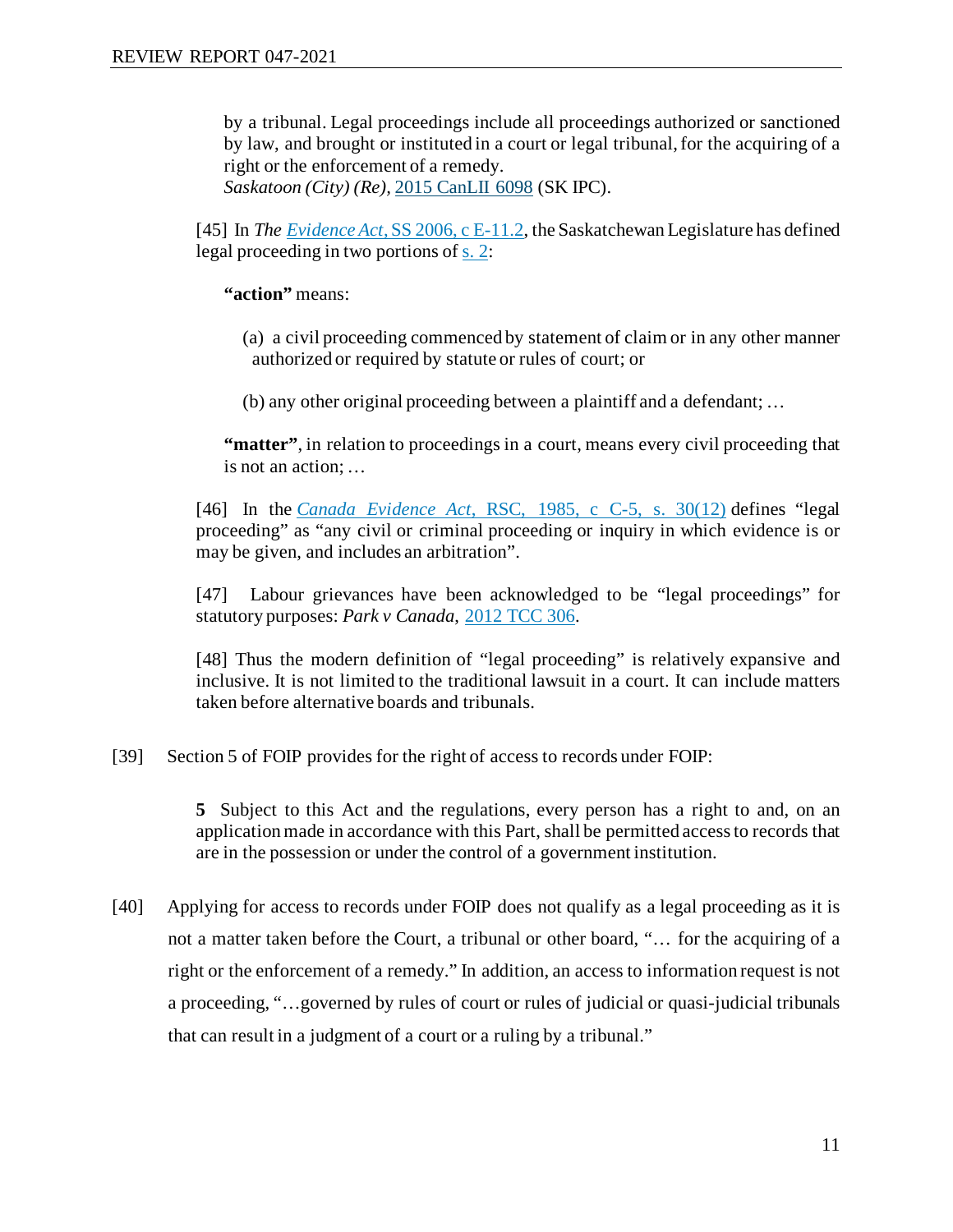> by a tribunal. Legal proceedings include all proceedings authorized or sanctioned by law, and brought or instituted in a court or legal tribunal, for the acquiring of a right or the enforcement of a remedy.
> *Saskatoon (City) (Re)*, 2015 CanLII 6098 (SK IPC).
>
> [45] In *The Evidence Act*, SS 2006, c E-11.2, the Saskatchewan Legislature has defined legal proceeding in two portions of s. 2:
>
> > **"action"** means:
> >
> > (a) a civil proceeding commenced by statement of claim or in any other manner authorized or required by statute or rules of court; or
> >
> > (b) any other original proceeding between a plaintiff and a defendant; …
> >
> > **"matter"**, in relation to proceedings in a court, means every civil proceeding that is not an action; …
>
> [46] In the *Canada Evidence Act*, RSC, 1985, c C-5, s. 30(12) defines "legal proceeding" as "any civil or criminal proceeding or inquiry in which evidence is or may be given, and includes an arbitration".
>
> [47] Labour grievances have been acknowledged to be "legal proceedings" for statutory purposes: *Park v Canada*, 2012 TCC 306.
>
> [48] Thus the modern definition of "legal proceeding" is relatively expansive and inclusive. It is not limited to the traditional lawsuit in a court. It can include matters taken before alternative boards and tribunals.

[39] Section 5 of FOIP provides for the right of access to records under FOIP:

> **5** Subject to this Act and the regulations, every person has a right to and, on an application made in accordance with this Part, shall be permitted access to records that are in the possession or under the control of a government institution.

[40] Applying for access to records under FOIP does not qualify as a legal proceeding as it is not a matter taken before the Court, a tribunal or other board, "… for the acquiring of a right or the enforcement of a remedy." In addition, an access to information request is not a proceeding, "…governed by rules of court or rules of judicial or quasi-judicial tribunals that can result in a judgment of a court or a ruling by a tribunal."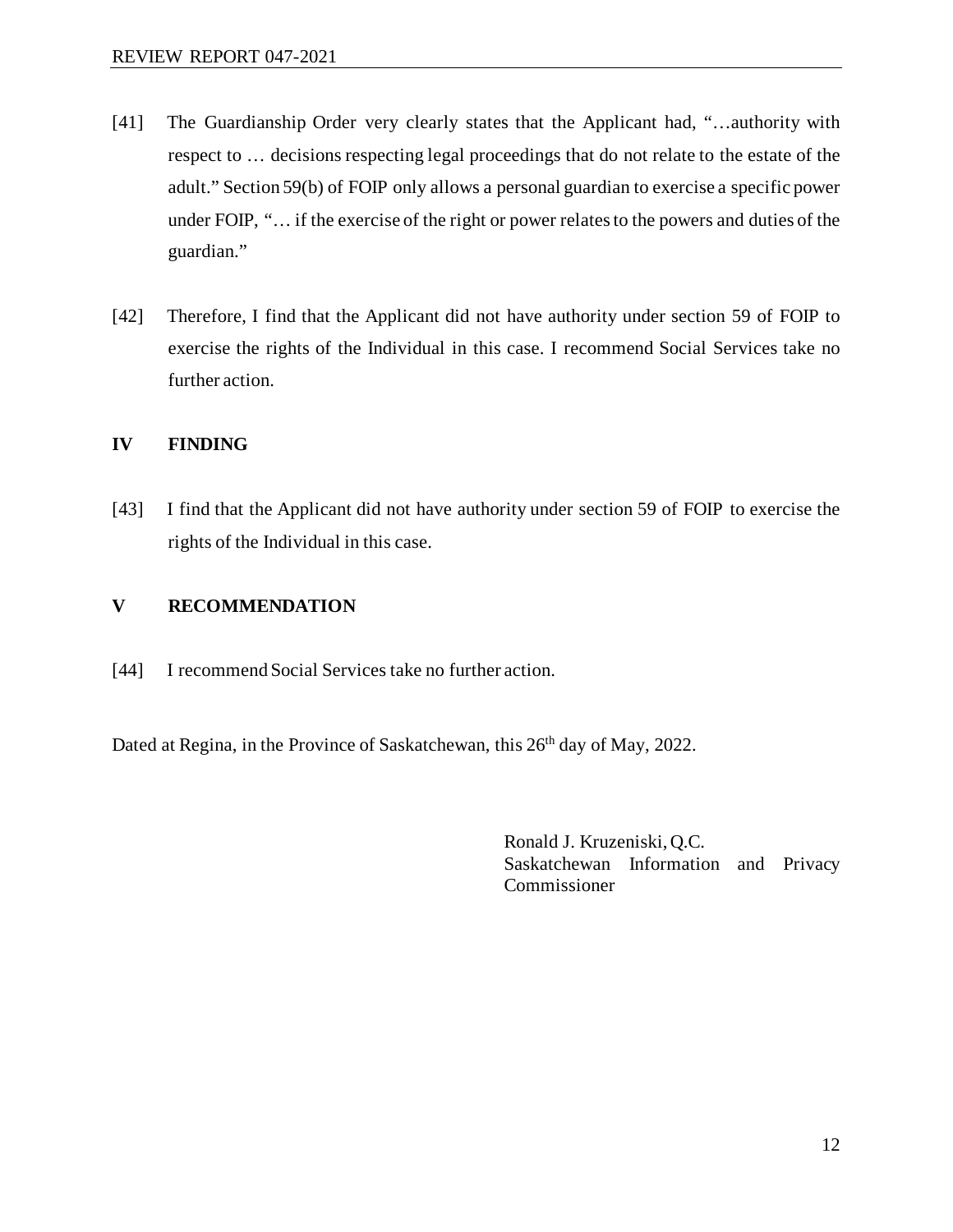[41] The Guardianship Order very clearly states that the Applicant had, "…authority with respect to … decisions respecting legal proceedings that do not relate to the estate of the adult." Section 59(b) of FOIP only allows a personal guardian to exercise a specific power under FOIP, "… if the exercise of the right or power relates to the powers and duties of the guardian."

[42] Therefore, I find that the Applicant did not have authority under section 59 of FOIP to exercise the rights of the Individual in this case. I recommend Social Services take no further action.

## IV FINDING

[43] I find that the Applicant did not have authority under section 59 of FOIP to exercise the rights of the Individual in this case.

## V RECOMMENDATION

[44] I recommend Social Services take no further action.

Dated at Regina, in the Province of Saskatchewan, this 26th day of May, 2022.

Ronald J. Kruzeniski, Q.C.
Saskatchewan Information and Privacy Commissioner